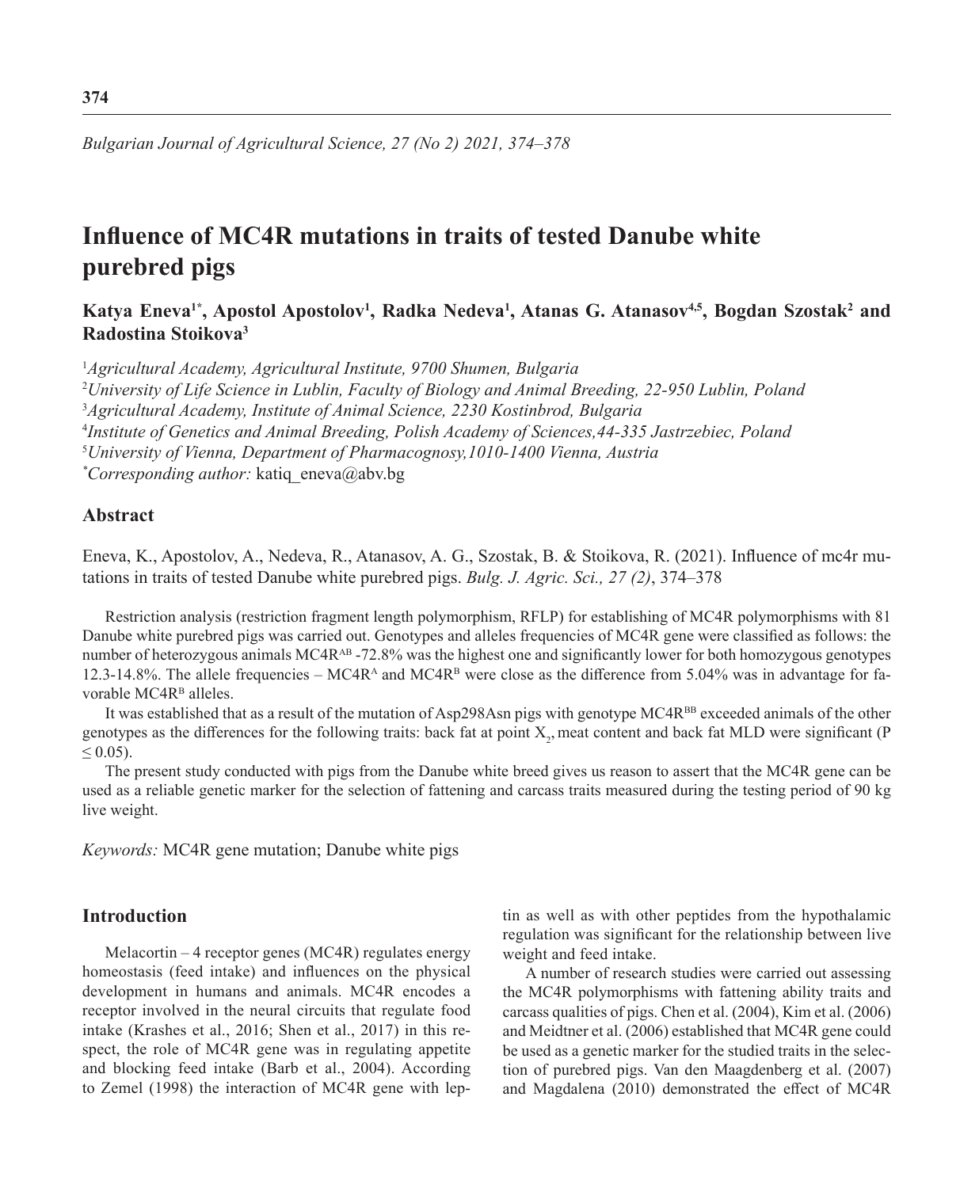# Influence of MC4R mutations in traits of tested Danube white purebred pigs

**Katya Eneva[1*], Apostol Apostolov[1], Radka Nedeva[1], Atanas G. Atanasov[4,5], Bogdan Szostak[2] and Radostina Stoikova[3]**

[1]*Agricultural Academy, Agricultural Institute, 9700 Shumen, Bulgaria*
[2]*University of Life Science in Lublin, Faculty of Biology and Animal Breeding, 22-950 Lublin, Poland*
[3]*Agricultural Academy, Institute of Animal Science, 2230 Kostinbrod, Bulgaria*
[4]*Institute of Genetics and Animal Breeding, Polish Academy of Sciences,44-335 Jastrzebiec, Poland*
[5]*University of Vienna, Department of Pharmacognosy,1010-1400 Vienna, Austria*
[*]*Corresponding author:* katiq_eneva@abv.bg

## Abstract

Eneva, K., Apostolov, A., Nedeva, R., Atanasov, A. G., Szostak, B. & Stoikova, R. (2021). Influence of mc4r mutations in traits of tested Danube white purebred pigs. *Bulg. J. Agric. Sci., 27 (2)*, 374–378

Restriction analysis (restriction fragment length polymorphism, RFLP) for establishing of MC4R polymorphisms with 81 Danube white purebred pigs was carried out. Genotypes and alleles frequencies of MC4R gene were classified as follows: the number of heterozygous animals $MC4R^{AB}$ -72.8% was the highest one and significantly lower for both homozygous genotypes 12.3-14.8%. The allele frequencies – $MC4R^{A}$ and $MC4R^{B}$ were close as the difference from 5.04% was in advantage for favorable $MC4R^{B}$ alleles.

It was established that as a result of the mutation of Asp298Asn pigs with genotype $MC4R^{BB}$ exceeded animals of the other genotypes as the differences for the following traits: back fat at point $X_2$, meat content and back fat MLD were significant ($P \leq 0.05$).

The present study conducted with pigs from the Danube white breed gives us reason to assert that the MC4R gene can be used as a reliable genetic marker for the selection of fattening and carcass traits measured during the testing period of 90 kg live weight.

*Keywords:* MC4R gene mutation; Danube white pigs

## Introduction

Melacortin – 4 receptor genes (MC4R) regulates energy homeostasis (feed intake) and influences on the physical development in humans and animals. MC4R encodes a receptor involved in the neural circuits that regulate food intake (Krashes et al., 2016; Shen et al., 2017) in this respect, the role of MC4R gene was in regulating appetite and blocking feed intake (Barb et al., 2004). According to Zemel (1998) the interaction of MC4R gene with leptin as well as with other peptides from the hypothalamic regulation was significant for the relationship between live weight and feed intake.

A number of research studies were carried out assessing the MC4R polymorphisms with fattening ability traits and carcass qualities of pigs. Chen et al. (2004), Kim et al. (2006) and Meidtner et al. (2006) established that MC4R gene could be used as a genetic marker for the studied traits in the selection of purebred pigs. Van den Maagdenberg et al. (2007) and Magdalena (2010) demonstrated the effect of MC4R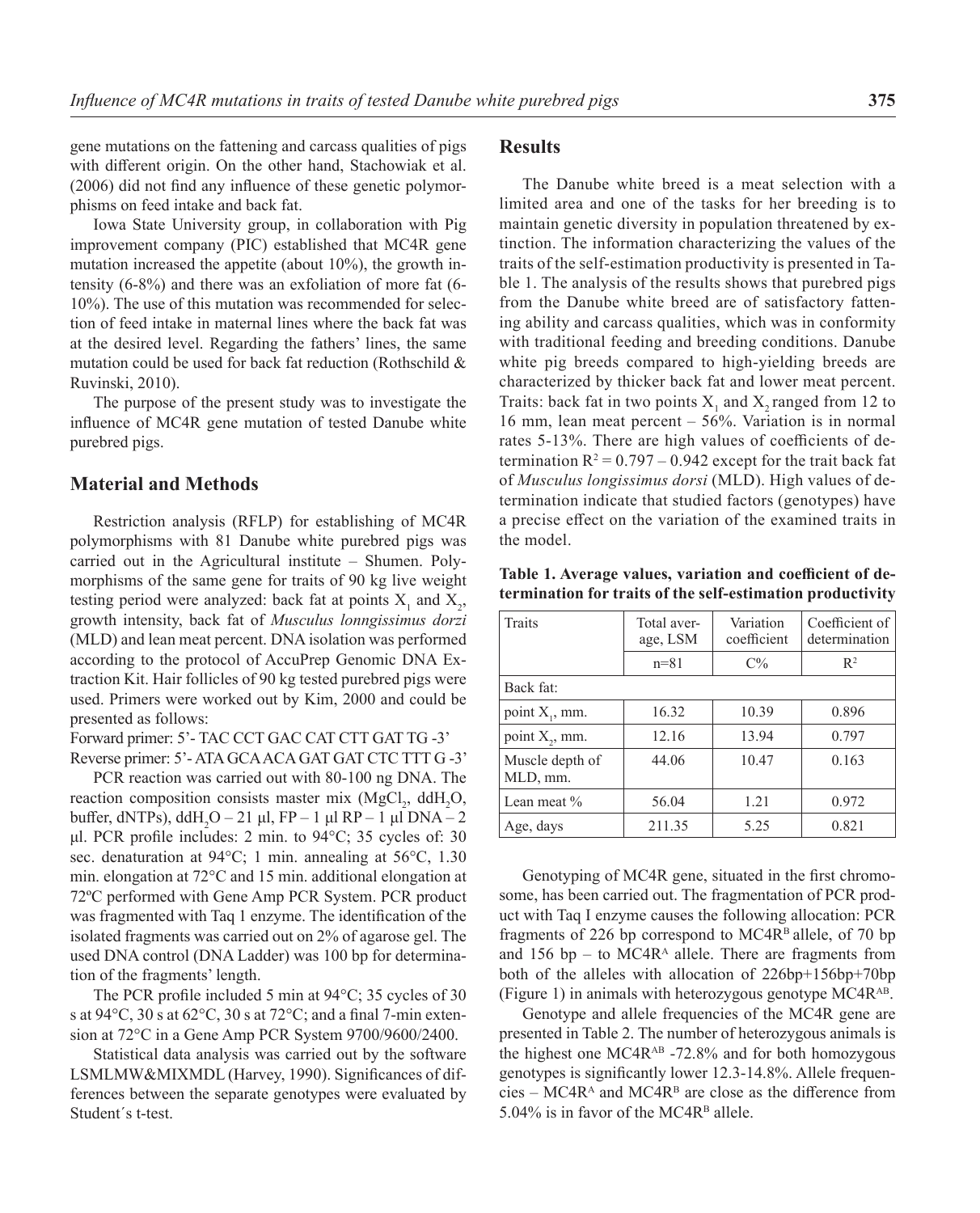gene mutations on the fattening and carcass qualities of pigs with different origin. On the other hand, Stachowiak et al. (2006) did not find any influence of these genetic polymorphisms on feed intake and back fat.

Iowa State University group, in collaboration with Pig improvement company (PIC) established that MC4R gene mutation increased the appetite (about 10%), the growth intensity (6-8%) and there was an exfoliation of more fat (6-10%). The use of this mutation was recommended for selection of feed intake in maternal lines where the back fat was at the desired level. Regarding the fathers' lines, the same mutation could be used for back fat reduction (Rothschild & Ruvinski, 2010).

The purpose of the present study was to investigate the influence of MC4R gene mutation of tested Danube white purebred pigs.

## Material and Methods

Restriction analysis (RFLP) for establishing of MC4R polymorphisms with 81 Danube white purebred pigs was carried out in the Agricultural institute – Shumen. Polymorphisms of the same gene for traits of 90 kg live weight testing period were analyzed: back fat at points $X_1$ and $X_2$, growth intensity, back fat of *Musculus lonngissimus dorzi* (MLD) and lean meat percent. DNA isolation was performed according to the protocol of AccuPrep Genomic DNA Extraction Kit. Hair follicles of 90 kg tested purebred pigs were used. Primers were worked out by Kim, 2000 and could be presented as follows:

Forward primer: 5'- TAC CCT GAC CAT CTT GAT TG -3'

Reverse primer: 5'- ATA GCA ACA GAT GAT CTC TTT G -3'

PCR reaction was carried out with 80-100 ng DNA. The reaction composition consists master mix ($MgCl_2$, $ddH_2O$, buffer, dNTPs), $ddH_2O$ – 21 µl, FP – 1 µl RP – 1 µl DNA – 2 µl. PCR profile includes: 2 min. to 94°C; 35 cycles of: 30 sec. denaturation at 94°C; 1 min. annealing at 56°C, 1.30 min. elongation at 72°C and 15 min. additional elongation at 72ºC performed with Gene Amp PCR System. PCR product was fragmented with Taq 1 enzyme. The identification of the isolated fragments was carried out on 2% of agarose gel. The used DNA control (DNA Ladder) was 100 bp for determination of the fragments' length.

The PCR profile included 5 min at 94°C; 35 cycles of 30 s at 94°C, 30 s at 62°C, 30 s at 72°C; and a final 7-min extension at 72°C in a Gene Amp PCR System 9700/9600/2400.

Statistical data analysis was carried out by the software LSMLMW&MIXMDL (Harvey, 1990). Significances of differences between the separate genotypes were evaluated by Student´s t-test.

## Results

The Danube white breed is a meat selection with a limited area and one of the tasks for her breeding is to maintain genetic diversity in population threatened by extinction. The information characterizing the values of the traits of the self-estimation productivity is presented in Table 1. The analysis of the results shows that purebred pigs from the Danube white breed are of satisfactory fattening ability and carcass qualities, which was in conformity with traditional feeding and breeding conditions. Danube white pig breeds compared to high-yielding breeds are characterized by thicker back fat and lower meat percent. Traits: back fat in two points $X_1$ and $X_2$ ranged from 12 to 16 mm, lean meat percent – 56%. Variation is in normal rates 5-13%. There are high values of coefficients of determination $R^2 = 0.797 – 0.942$ except for the trait back fat of *Musculus longissimus dorsi* (MLD). High values of determination indicate that studied factors (genotypes) have a precise effect on the variation of the examined traits in the model.

**Table 1. Average values, variation and coefficient of determination for traits of the self-estimation productivity**

| Traits | Total average, LSM | Variation coefficient | Coefficient of determination |
|---|---|---|---|
| | n=81 | C% | $R^2$ |
| Back fat: | | | |
| point $X_1$, mm. | 16.32 | 10.39 | 0.896 |
| point $X_2$, mm. | 12.16 | 13.94 | 0.797 |
| Muscle depth of MLD, mm. | 44.06 | 10.47 | 0.163 |
| Lean meat % | 56.04 | 1.21 | 0.972 |
| Age, days | 211.35 | 5.25 | 0.821 |

Genotyping of MC4R gene, situated in the first chromosome, has been carried out. The fragmentation of PCR product with Taq I enzyme causes the following allocation: PCR fragments of 226 bp correspond to $MC4R^B$ allele, of 70 bp and 156 bp – to $MC4R^A$ allele. There are fragments from both of the alleles with allocation of 226bp+156bp+70bp (Figure 1) in animals with heterozygous genotype $MC4R^{AB}$.

Genotype and allele frequencies of the MC4R gene are presented in Table 2. The number of heterozygous animals is the highest one $MC4R^{AB}$ -72.8% and for both homozygous genotypes is significantly lower 12.3-14.8%. Allele frequencies – $MC4R^A$ and $MC4R^B$ are close as the difference from 5.04% is in favor of the $MC4R^B$ allele.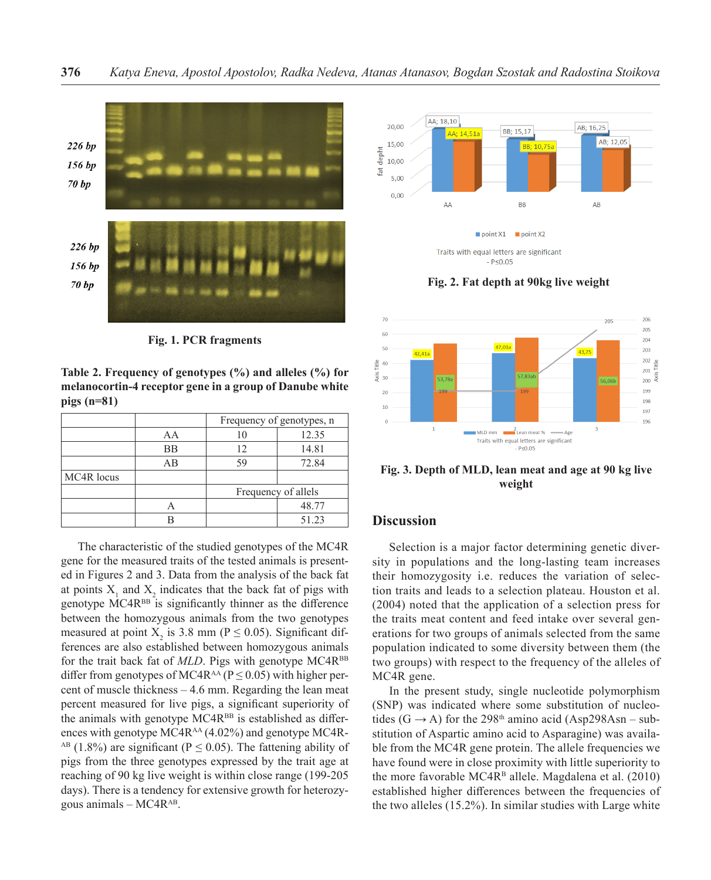Fig. 1. PCR fragments

**Table 2. Frequency of genotypes (%) and alleles (%) for melanocortin-4 receptor gene in a group of Danube white pigs (n=81)**

| | | Frequency of genotypes, n | |
|---|---|---|---|
| | AA | 10 | 12.35 |
| | BB | 12 | 14.81 |
| | AB | 59 | 72.84 |
| MC4R locus | | | |
| | | Frequency of allels | |
| | A | | 48.77 |
| | B | | 51.23 |

The characteristic of the studied genotypes of the MC4R gene for the measured traits of the tested animals is presented in Figures 2 and 3. Data from the analysis of the back fat at points $X_1$ and $X_2$ indicates that the back fat of pigs with genotype $MC4R^{BB}$ is significantly thinner as the difference between the homozygous animals from the two genotypes measured at point $X_2$ is 3.8 mm ($P \leq 0.05$). Significant differences are also established between homozygous animals for the trait back fat of *MLD*. Pigs with genotype $MC4R^{BB}$ differ from genotypes of $MC4R^{AA}$ ($P \leq 0.05$) with higher percent of muscle thickness – 4.6 mm. Regarding the lean meat percent measured for live pigs, a significant superiority of the animals with genotype $MC4R^{BB}$ is established as differences with genotype $MC4R^{AA}$ (4.02%) and genotype $MC4R^{AB}$ (1.8%) are significant ($P \leq 0.05$). The fattening ability of pigs from the three genotypes expressed by the trait age at reaching of 90 kg live weight is within close range (199-205 days). There is a tendency for extensive growth for heterozygous animals – $MC4R^{AB}$.

Fig. 2. Fat depth at 90kg live weight

Fig. 3. Depth of MLD, lean meat and age at 90 kg live weight

## Discussion

Selection is a major factor determining genetic diversity in populations and the long-lasting team increases their homozygosity i.e. reduces the variation of selection traits and leads to a selection plateau. Houston et al. (2004) noted that the application of a selection press for the traits meat content and feed intake over several generations for two groups of animals selected from the same population indicated to some diversity between them (the two groups) with respect to the frequency of the alleles of MC4R gene.

In the present study, single nucleotide polymorphism (SNP) was indicated where some substitution of nucleotides (G → A) for the 298[th] amino acid (Asp298Asn – substitution of Aspartic amino acid to Asparagine) was available from the MC4R gene protein. The allele frequencies we have found were in close proximity with little superiority to the more favorable $MC4R^B$ allele. Magdalena et al. (2010) established higher differences between the frequencies of the two alleles (15.2%). In similar studies with Large white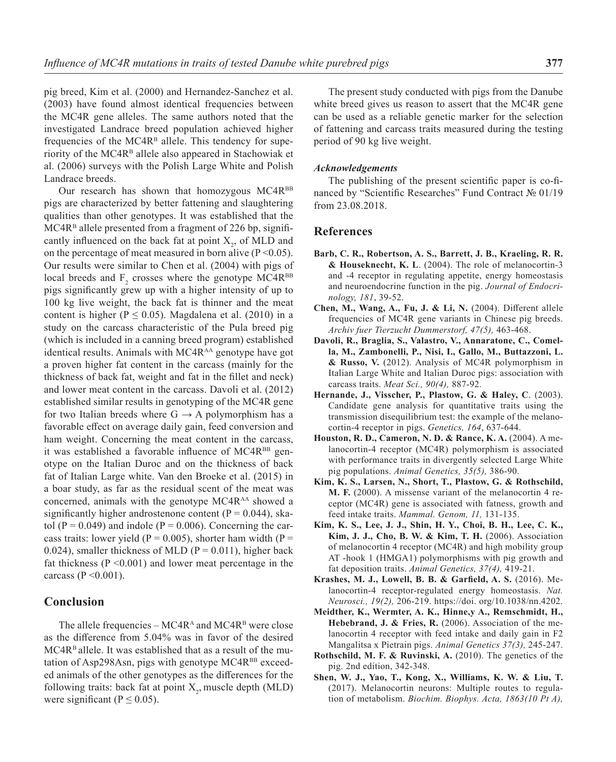pig breed, Kim et al. (2000) and Hernandez-Sanchez et al. (2003) have found almost identical frequencies between the MC4R gene alleles. The same authors noted that the investigated Landrace breed population achieved higher frequencies of the $MC4R^{B}$ allele. This tendency for superiority of the $MC4R^{B}$ allele also appeared in Stachowiak et al. (2006) surveys with the Polish Large White and Polish Landrace breeds.

Our research has shown that homozygous $MC4R^{BB}$ pigs are characterized by better fattening and slaughtering qualities than other genotypes. It was established that the $MC4R^{B}$ allele presented from a fragment of 226 bp, significantly influenced on the back fat at point $X_2$, of MLD and on the percentage of meat measured in born alive ($P < 0.05$). Our results were similar to Chen et al. (2004) with pigs of local breeds and $F_2$ crosses where the genotype $MC4R^{BB}$ pigs significantly grew up with a higher intensity of up to 100 kg live weight, the back fat is thinner and the meat content is higher ($P \leq 0.05$). Magdalena et al. (2010) in a study on the carcass characteristic of the Pula breed pig (which is included in a canning breed program) established identical results. Animals with $MC4R^{AA}$ genotype have got a proven higher fat content in the carcass (mainly for the thickness of back fat, weight and fat in the fillet and neck) and lower meat content in the carcass. Davoli et al. (2012) established similar results in genotyping of the MC4R gene for two Italian breeds where $G \rightarrow A$ polymorphism has a favorable effect on average daily gain, feed conversion and ham weight. Concerning the meat content in the carcass, it was established a favorable influence of $MC4R^{BB}$ genotype on the Italian Duroc and on the thickness of back fat of Italian Large white. Van den Broeke et al. (2015) in a boar study, as far as the residual scent of the meat was concerned, animals with the genotype $MC4R^{AA}$ showed a significantly higher androstenone content ($P = 0.044$), skatol ($P = 0.049$) and indole ($P = 0.006$). Concerning the carcass traits: lower yield ($P = 0.005$), shorter ham width ($P = 0.024$), smaller thickness of MLD ($P = 0.011$), higher back fat thickness ($P < 0.001$) and lower meat percentage in the carcass ($P < 0.001$).

## Conclusion

The allele frequencies – $MC4R^{A}$ and $MC4R^{B}$ were close as the difference from 5.04% was in favor of the desired $MC4R^{B}$ allele. It was established that as a result of the mutation of Asp298Asn, pigs with genotype $MC4R^{BB}$ exceeded animals of the other genotypes as the differences for the following traits: back fat at point $X_2$, muscle depth (MLD) were significant ($P \leq 0.05$).

The present study conducted with pigs from the Danube white breed gives us reason to assert that the MC4R gene can be used as a reliable genetic marker for the selection of fattening and carcass traits measured during the testing period of 90 kg live weight.

### *Acknowledgements*

The publishing of the present scientific paper is co-financed by "Scientific Researches" Fund Contract № 01/19 from 23.08.2018.

## References

**Barb, C. R., Robertson, A. S., Barrett, J. B., Kraeling, R. R. & Houseknecht, K. L**. (2004). The role of melanocortin-3 and -4 receptor in regulating appetite, energy homeostasis and neuroendocrine function in the pig. *Journal of Endocrinology, 181*, 39-52.

**Chen, M., Wang, A., Fu, J. & Li, N.** (2004). Different allele frequencies of MC4R gene variants in Chinese pig breeds. *Archiv fuer Tierzucht Dummerstorf, 47(5),* 463-468.

**Davoli, R., Braglia, S., Valastro, V., Annaratone, C., Comella, M., Zambonelli, P., Nisi, I., Gallo, M., Buttazzoni, L. & Russo, V.** (2012). Analysis of MC4R polymorphism in Italian Large White and Italian Duroc pigs: association with carcass traits. *Meat Sci., 90(4),* 887-92.

**Hernande, J., Visscher, P., Plastow, G. & Haley, C**. (2003). Candidate gene analysis for quantitative traits using the transmission disequilibrium test: the example of the melanocortin-4 receptor in pigs. *Genetics, 164*, 637-644.

**Houston, R. D., Cameron, N. D. & Rance, K. A.** (2004). A melanocortin-4 receptor (MC4R) polymorphism is associated with performance traits in divergently selected Large White pig populations. *Animal Genetics, 35(5),* 386-90.

**Kim, K. S., Larsen, N., Short, T., Plastow, G. & Rothschild, M. F.** (2000). A missense variant of the melanocortin 4 receptor (MC4R) gene is associated with fatness, growth and feed intake traits. *Mammal. Genom, 11,* 131-135.

**Kim, K. S., Lee, J. J., Shin, H. Y., Choi, B. H., Lee, C. K., Kim, J. J., Cho, B. W. & Kim, T. H.** (2006). Association of melanocortin 4 receptor (MC4R) and high mobility group AT -hook 1 (HMGA1) polymorphisms with pig growth and fat deposition traits. *Animal Genetics, 37(4),* 419-21.

**Krashes, M. J., Lowell, B. B. & Garfield, A. S.** (2016). Melanocortin-4 receptor-regulated energy homeostasis. *Nat. Neurosci., 19(2),* 206-219. https://doi. org/10.1038/nn.4202.

**Meidther, K., Wermter, A. K., Hinne,y A., Remschmidt, H., Hebebrand, J. & Fries, R.** (2006). Association of the melanocortin 4 receptor with feed intake and daily gain in F2 Mangalitsa x Pietrain pigs. *Animal Genetics 37(3),* 245-247.

**Rothschild, M. F. & Ruvinski, A.** (2010). The genetics of the pig. 2nd edition, 342-348.

**Shen, W. J., Yao, T., Kong, X., Williams, K. W. & Liu, T.** (2017). Melanocortin neurons: Multiple routes to regulation of metabolism. *Biochim. Biophys. Acta, 1863(10 Pt A),*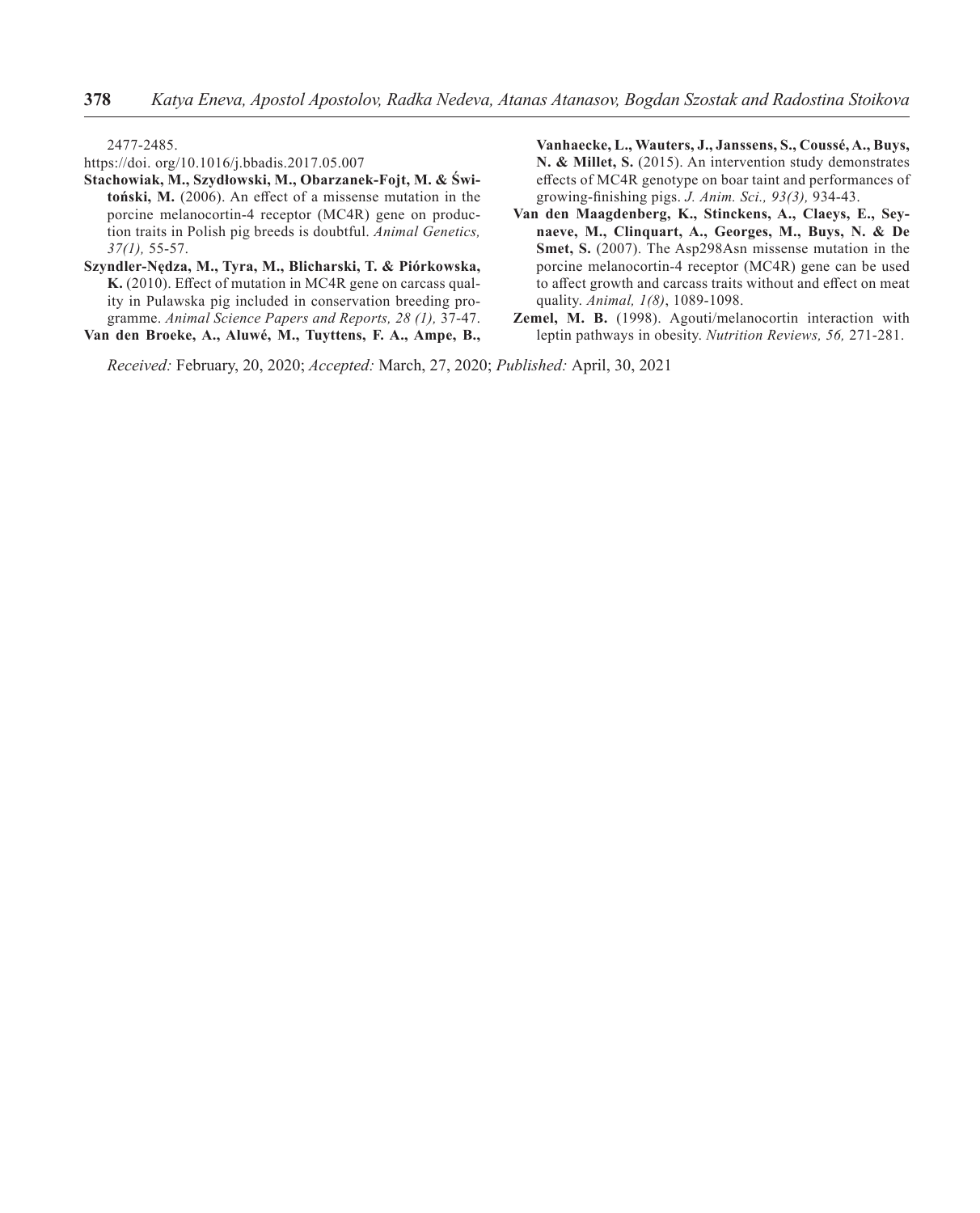2477-2485.

https://doi. org/10.1016/j.bbadis.2017.05.007

**Stachowiak, M., Szydłowski, M., Obarzanek-Fojt, M. & Świtoński, M.** (2006). An effect of a missense mutation in the porcine melanocortin-4 receptor (MC4R) gene on production traits in Polish pig breeds is doubtful. *Animal Genetics, 37(1),* 55-57.

**Szyndler-Nędza, M., Tyra, M., Blicharski, T. & Piórkowska, K.** (2010). Effect of mutation in MC4R gene on carcass quality in Pulawska pig included in conservation breeding programme. *Animal Science Papers and Reports, 28 (1),* 37-47.

**Van den Broeke, A., Aluwé, M., Tuyttens, F. A., Ampe, B., Vanhaecke, L., Wauters, J., Janssens, S., Coussé, A., Buys, N. & Millet, S.** (2015). An intervention study demonstrates effects of MC4R genotype on boar taint and performances of growing-finishing pigs. *J. Anim. Sci., 93(3),* 934-43.

**Van den Maagdenberg, K., Stinckens, A., Claeys, E., Seynaeve, M., Clinquart, A., Georges, M., Buys, N. & De Smet, S.** (2007). The Asp298Asn missense mutation in the porcine melanocortin-4 receptor (MC4R) gene can be used to affect growth and carcass traits without and effect on meat quality. *Animal, 1(8)*, 1089-1098.

**Zemel, M. B.** (1998). Agouti/melanocortin interaction with leptin pathways in obesity. *Nutrition Reviews, 56,* 271-281.

*Received:* February, 20, 2020; *Accepted:* March, 27, 2020; *Published:* April, 30, 2021